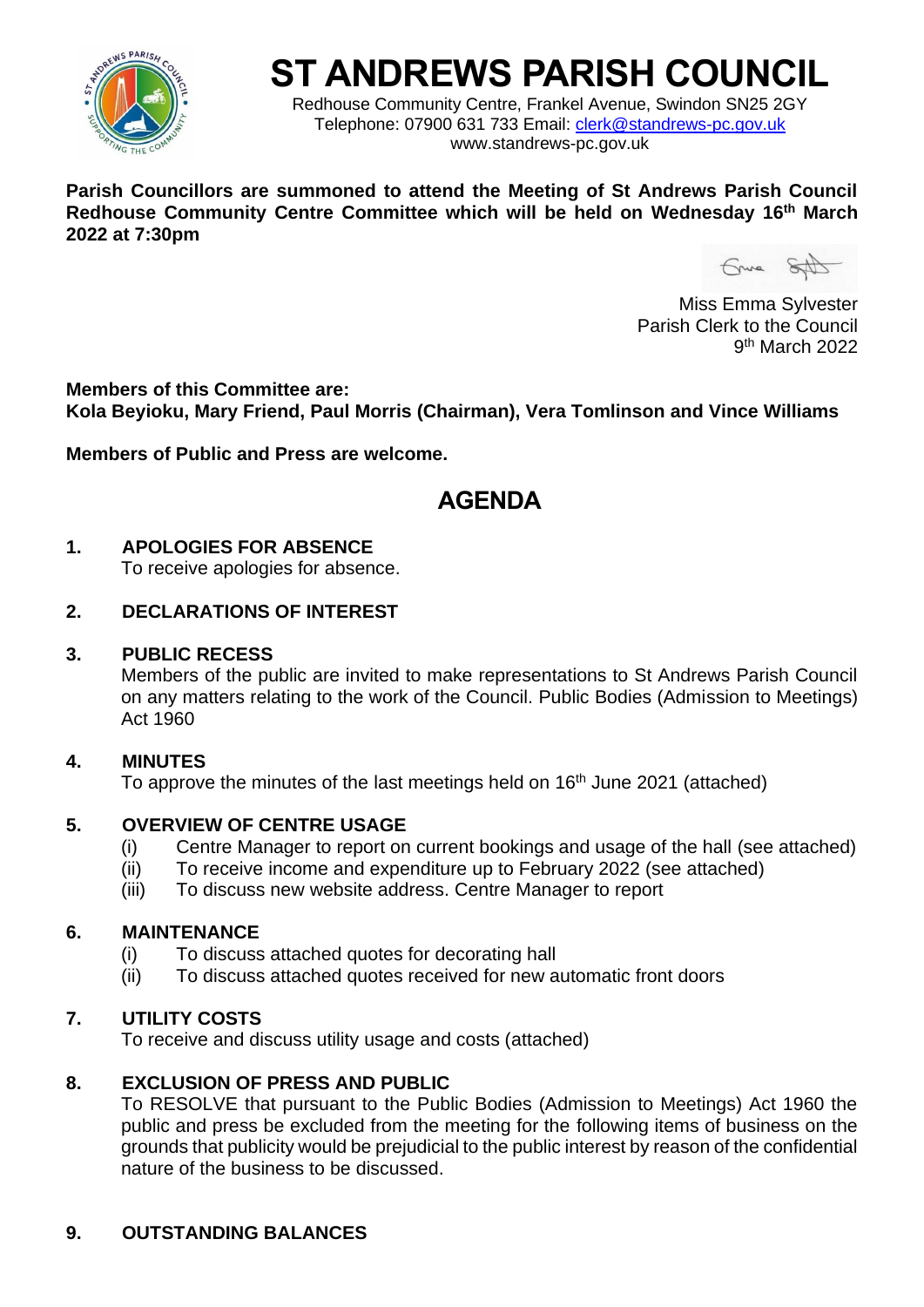# ST ANDREWS PARISH COUNCIL

Redhouse Community Centre, Frankel Avenue, Swindon SN25 2GY
Telephone: 07900 631 733 Email: clerk@standrews-pc.gov.uk
www.standrews-pc.gov.uk

**Parish Councillors are summoned to attend the Meeting of St Andrews Parish Council Redhouse Community Centre Committee which will be held on Wednesday 16th March 2022 at 7:30pm**

Miss Emma Sylvester
Parish Clerk to the Council
9th March 2022

**Members of this Committee are:**
**Kola Beyioku, Mary Friend, Paul Morris (Chairman), Vera Tomlinson and Vince Williams**

**Members of Public and Press are welcome.**

## AGENDA

**1. APOLOGIES FOR ABSENCE**
To receive apologies for absence.

**2. DECLARATIONS OF INTEREST**

**3. PUBLIC RECESS**
Members of the public are invited to make representations to St Andrews Parish Council on any matters relating to the work of the Council. Public Bodies (Admission to Meetings) Act 1960

**4. MINUTES**
To approve the minutes of the last meetings held on 16th June 2021 (attached)

**5. OVERVIEW OF CENTRE USAGE**
(i) Centre Manager to report on current bookings and usage of the hall (see attached)
(ii) To receive income and expenditure up to February 2022 (see attached)
(iii) To discuss new website address. Centre Manager to report

**6. MAINTENANCE**
(i) To discuss attached quotes for decorating hall
(ii) To discuss attached quotes received for new automatic front doors

**7. UTILITY COSTS**
To receive and discuss utility usage and costs (attached)

**8. EXCLUSION OF PRESS AND PUBLIC**
To RESOLVE that pursuant to the Public Bodies (Admission to Meetings) Act 1960 the public and press be excluded from the meeting for the following items of business on the grounds that publicity would be prejudicial to the public interest by reason of the confidential nature of the business to be discussed.

**9. OUTSTANDING BALANCES**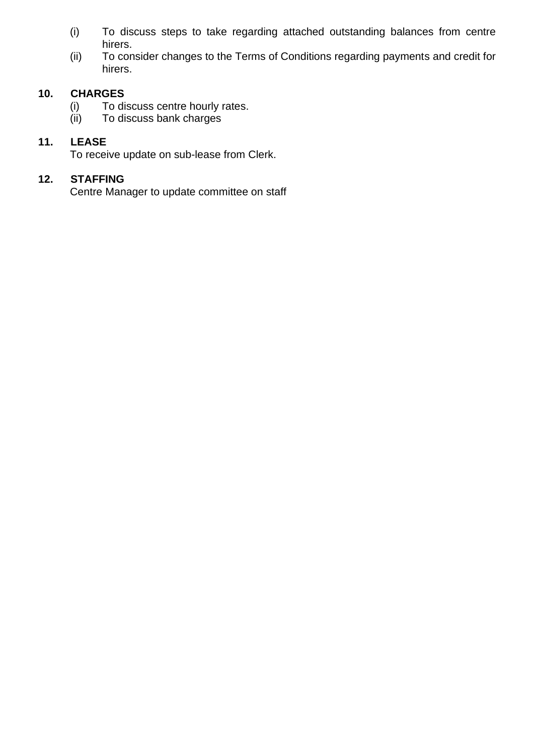(i) To discuss steps to take regarding attached outstanding balances from centre hirers.

(ii) To consider changes to the Terms of Conditions regarding payments and credit for hirers.

**10. CHARGES**

(i) To discuss centre hourly rates.

(ii) To discuss bank charges

**11. LEASE**

To receive update on sub-lease from Clerk.

**12. STAFFING**

Centre Manager to update committee on staff